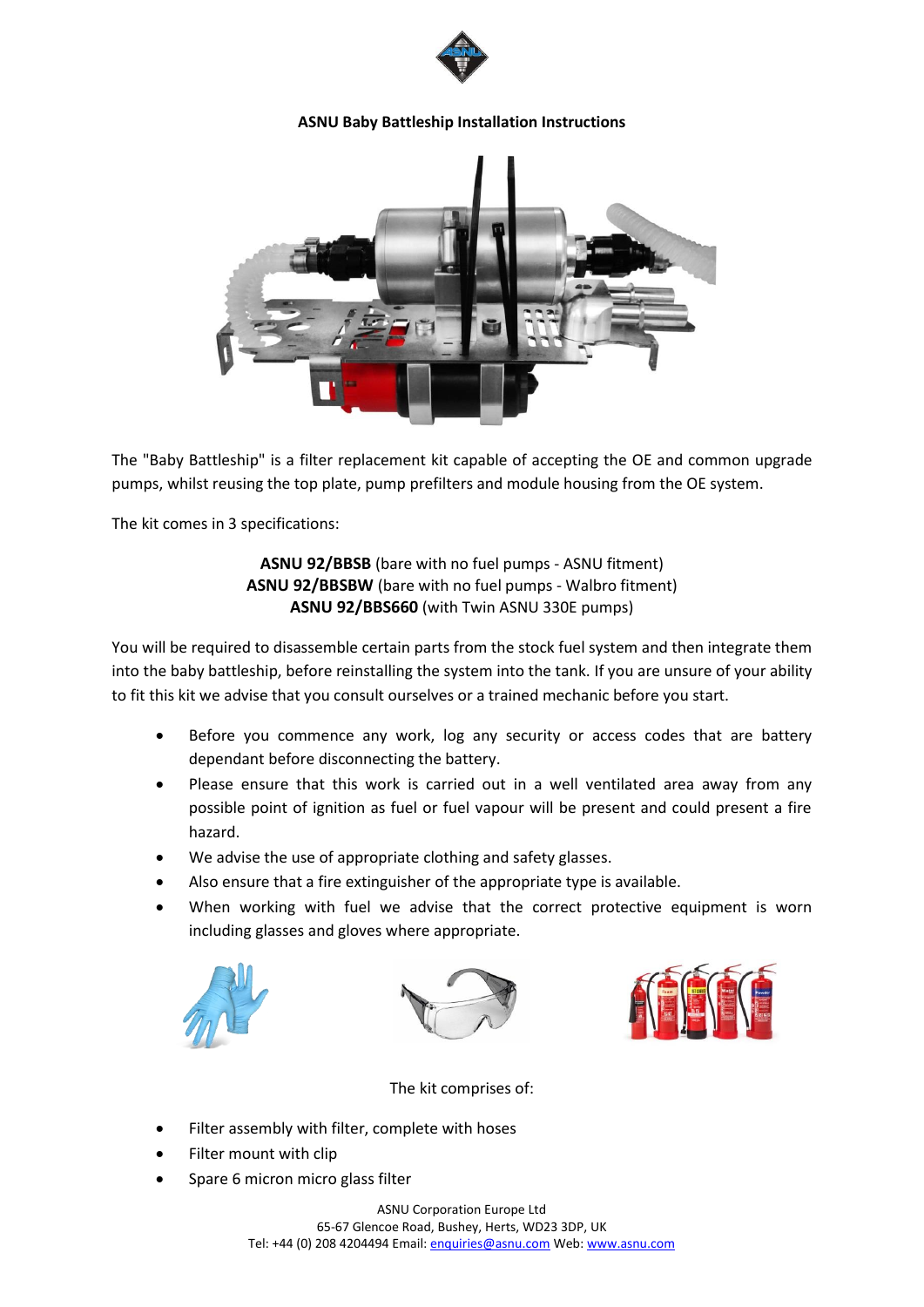**ASNU Baby Battleship Installation Instructions**

The "Baby Battleship" is a filter replacement kit capable of accepting the OE and common upgrade pumps, whilst reusing the top plate, pump prefilters and module housing from the OE system.

The kit comes in 3 specifications:

**ASNU 92/BBSB** (bare with no fuel pumps - ASNU fitment)
**ASNU 92/BBSBW** (bare with no fuel pumps - Walbro fitment)
**ASNU 92/BBS660** (with Twin ASNU 330E pumps)

You will be required to disassemble certain parts from the stock fuel system and then integrate them into the baby battleship, before reinstalling the system into the tank. If you are unsure of your ability to fit this kit we advise that you consult ourselves or a trained mechanic before you start.

- Before you commence any work, log any security or access codes that are battery dependant before disconnecting the battery.
- Please ensure that this work is carried out in a well ventilated area away from any possible point of ignition as fuel or fuel vapour will be present and could present a fire hazard.
- We advise the use of appropriate clothing and safety glasses.
- Also ensure that a fire extinguisher of the appropriate type is available.
- When working with fuel we advise that the correct protective equipment is worn including glasses and gloves where appropriate.

The kit comprises of:

- Filter assembly with filter, complete with hoses
- Filter mount with clip
- Spare 6 micron micro glass filter

ASNU Corporation Europe Ltd
65-67 Glencoe Road, Bushey, Herts, WD23 3DP, UK
Tel: +44 (0) 208 4204494 Email: enquiries@asnu.com Web: www.asnu.com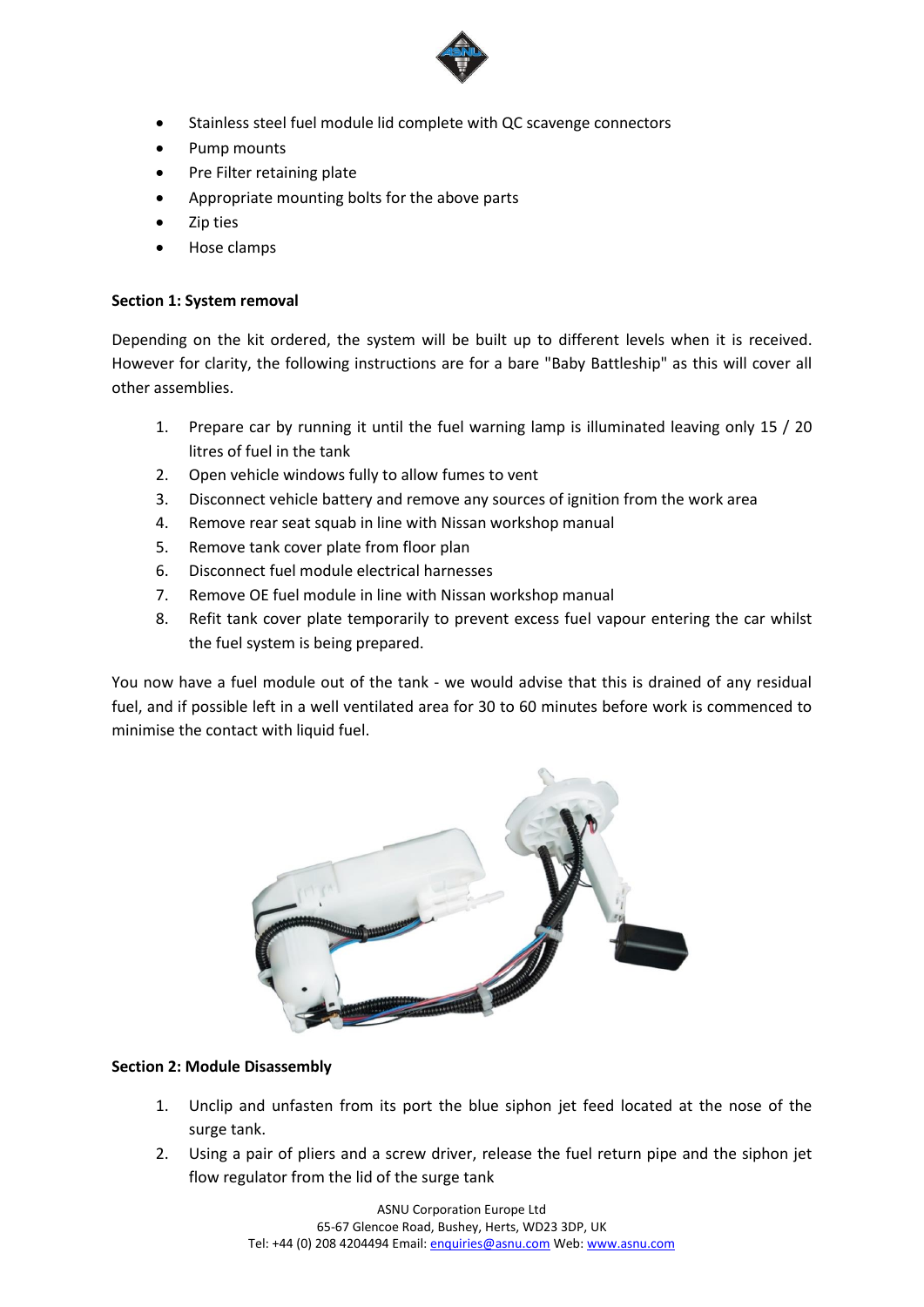- Stainless steel fuel module lid complete with QC scavenge connectors
- Pump mounts
- Pre Filter retaining plate
- Appropriate mounting bolts for the above parts
- Zip ties
- Hose clamps

**Section 1: System removal**

Depending on the kit ordered, the system will be built up to different levels when it is received. However for clarity, the following instructions are for a bare "Baby Battleship" as this will cover all other assemblies.

1. Prepare car by running it until the fuel warning lamp is illuminated leaving only 15 / 20 litres of fuel in the tank
2. Open vehicle windows fully to allow fumes to vent
3. Disconnect vehicle battery and remove any sources of ignition from the work area
4. Remove rear seat squab in line with Nissan workshop manual
5. Remove tank cover plate from floor plan
6. Disconnect fuel module electrical harnesses
7. Remove OE fuel module in line with Nissan workshop manual
8. Refit tank cover plate temporarily to prevent excess fuel vapour entering the car whilst the fuel system is being prepared.

You now have a fuel module out of the tank - we would advise that this is drained of any residual fuel, and if possible left in a well ventilated area for 30 to 60 minutes before work is commenced to minimise the contact with liquid fuel.

**Section 2: Module Disassembly**

1. Unclip and unfasten from its port the blue siphon jet feed located at the nose of the surge tank.
2. Using a pair of pliers and a screw driver, release the fuel return pipe and the siphon jet flow regulator from the lid of the surge tank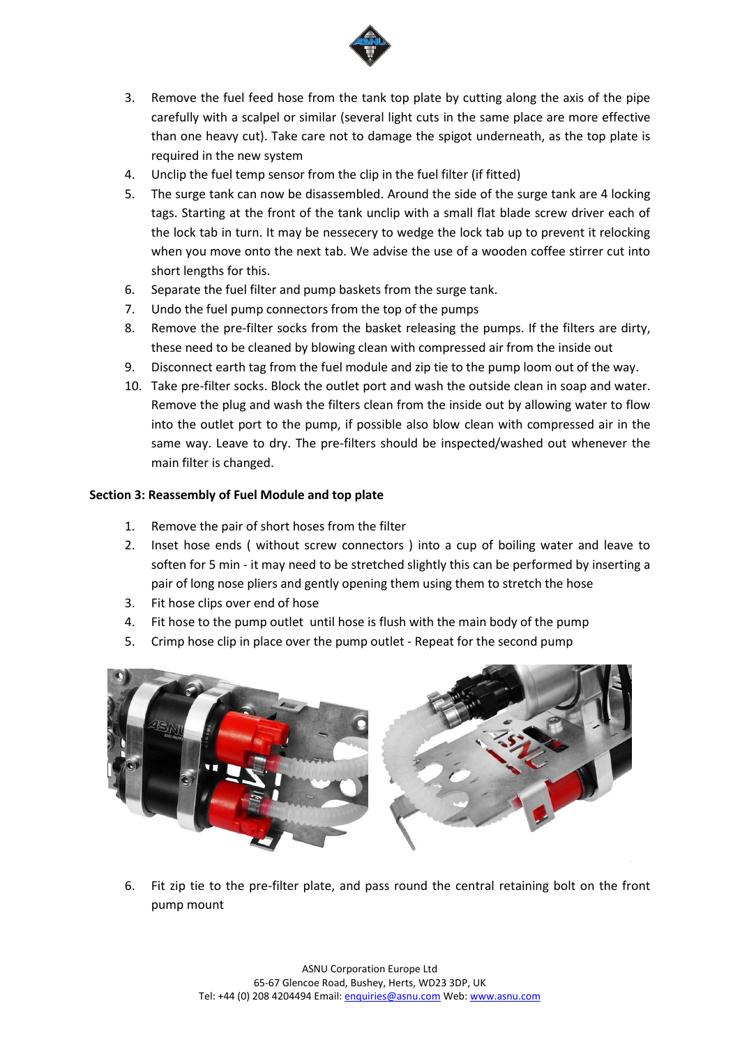3. Remove the fuel feed hose from the tank top plate by cutting along the axis of the pipe carefully with a scalpel or similar (several light cuts in the same place are more effective than one heavy cut). Take care not to damage the spigot underneath, as the top plate is required in the new system
4. Unclip the fuel temp sensor from the clip in the fuel filter (if fitted)
5. The surge tank can now be disassembled. Around the side of the surge tank are 4 locking tags. Starting at the front of the tank unclip with a small flat blade screw driver each of the lock tab in turn. It may be nessecery to wedge the lock tab up to prevent it relocking when you move onto the next tab. We advise the use of a wooden coffee stirrer cut into short lengths for this.
6. Separate the fuel filter and pump baskets from the surge tank.
7. Undo the fuel pump connectors from the top of the pumps
8. Remove the pre-filter socks from the basket releasing the pumps. If the filters are dirty, these need to be cleaned by blowing clean with compressed air from the inside out
9. Disconnect earth tag from the fuel module and zip tie to the pump loom out of the way.
10. Take pre-filter socks. Block the outlet port and wash the outside clean in soap and water. Remove the plug and wash the filters clean from the inside out by allowing water to flow into the outlet port to the pump, if possible also blow clean with compressed air in the same way. Leave to dry. The pre-filters should be inspected/washed out whenever the main filter is changed.

**Section 3: Reassembly of Fuel Module and top plate**

1. Remove the pair of short hoses from the filter
2. Inset hose ends ( without screw connectors ) into a cup of boiling water and leave to soften for 5 min - it may need to be stretched slightly this can be performed by inserting a pair of long nose pliers and gently opening them using them to stretch the hose
3. Fit hose clips over end of hose
4. Fit hose to the pump outlet until hose is flush with the main body of the pump
5. Crimp hose clip in place over the pump outlet - Repeat for the second pump

6. Fit zip tie to the pre-filter plate, and pass round the central retaining bolt on the front pump mount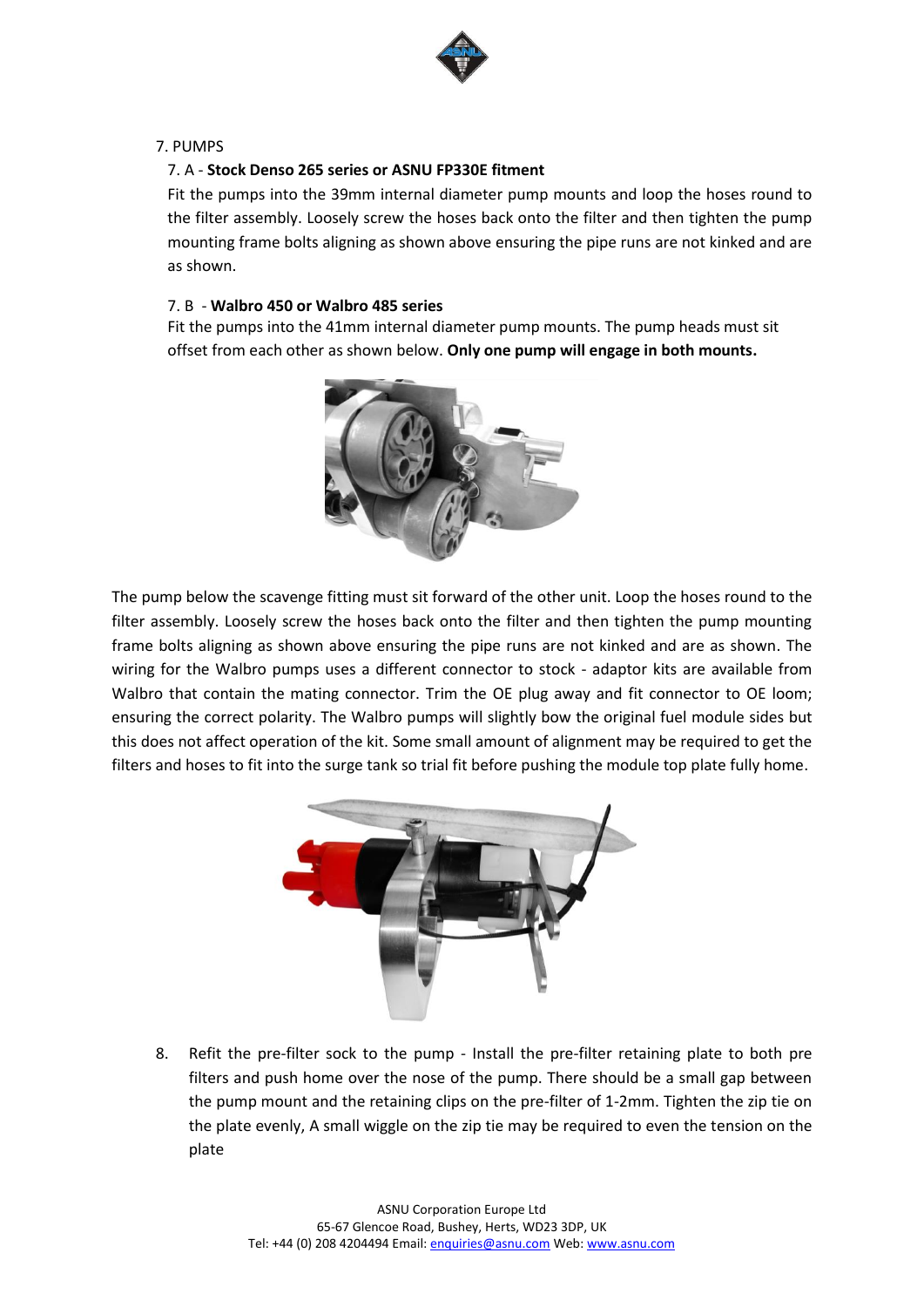7. PUMPS

7. A - **Stock Denso 265 series or ASNU FP330E fitment**

Fit the pumps into the 39mm internal diameter pump mounts and loop the hoses round to the filter assembly. Loosely screw the hoses back onto the filter and then tighten the pump mounting frame bolts aligning as shown above ensuring the pipe runs are not kinked and are as shown.

7. B - **Walbro 450 or Walbro 485 series**

Fit the pumps into the 41mm internal diameter pump mounts. The pump heads must sit offset from each other as shown below. **Only one pump will engage in both mounts.**

The pump below the scavenge fitting must sit forward of the other unit. Loop the hoses round to the filter assembly. Loosely screw the hoses back onto the filter and then tighten the pump mounting frame bolts aligning as shown above ensuring the pipe runs are not kinked and are as shown. The wiring for the Walbro pumps uses a different connector to stock - adaptor kits are available from Walbro that contain the mating connector. Trim the OE plug away and fit connector to OE loom; ensuring the correct polarity. The Walbro pumps will slightly bow the original fuel module sides but this does not affect operation of the kit. Some small amount of alignment may be required to get the filters and hoses to fit into the surge tank so trial fit before pushing the module top plate fully home.

8. Refit the pre-filter sock to the pump - Install the pre-filter retaining plate to both pre filters and push home over the nose of the pump. There should be a small gap between the pump mount and the retaining clips on the pre-filter of 1-2mm. Tighten the zip tie on the plate evenly, A small wiggle on the zip tie may be required to even the tension on the plate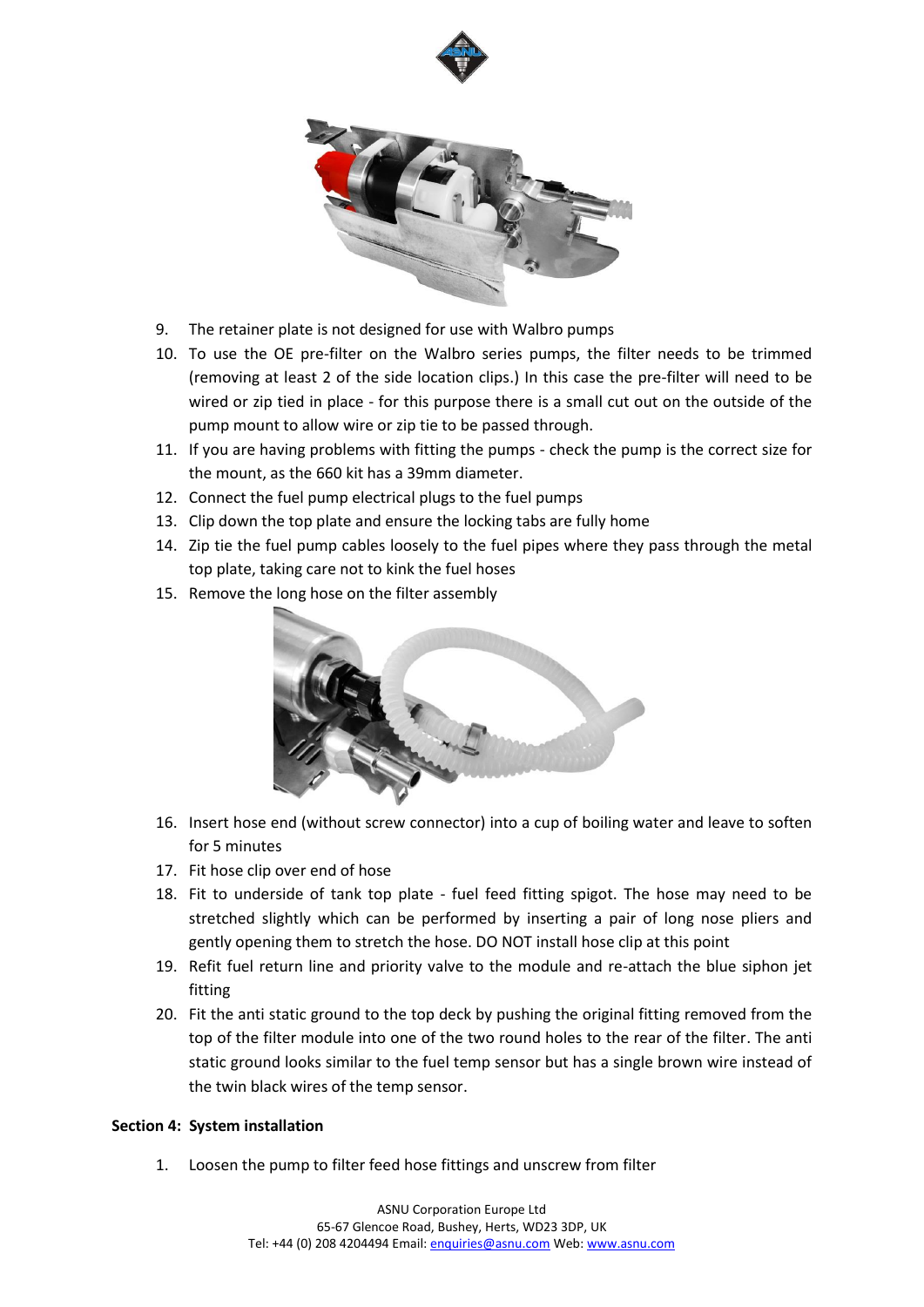9. The retainer plate is not designed for use with Walbro pumps
10. To use the OE pre-filter on the Walbro series pumps, the filter needs to be trimmed (removing at least 2 of the side location clips.) In this case the pre-filter will need to be wired or zip tied in place - for this purpose there is a small cut out on the outside of the pump mount to allow wire or zip tie to be passed through.
11. If you are having problems with fitting the pumps - check the pump is the correct size for the mount, as the 660 kit has a 39mm diameter.
12. Connect the fuel pump electrical plugs to the fuel pumps
13. Clip down the top plate and ensure the locking tabs are fully home
14. Zip tie the fuel pump cables loosely to the fuel pipes where they pass through the metal top plate, taking care not to kink the fuel hoses
15. Remove the long hose on the filter assembly
16. Insert hose end (without screw connector) into a cup of boiling water and leave to soften for 5 minutes
17. Fit hose clip over end of hose
18. Fit to underside of tank top plate - fuel feed fitting spigot. The hose may need to be stretched slightly which can be performed by inserting a pair of long nose pliers and gently opening them to stretch the hose. DO NOT install hose clip at this point
19. Refit fuel return line and priority valve to the module and re-attach the blue siphon jet fitting
20. Fit the anti static ground to the top deck by pushing the original fitting removed from the top of the filter module into one of the two round holes to the rear of the filter. The anti static ground looks similar to the fuel temp sensor but has a single brown wire instead of the twin black wires of the temp sensor.

**Section 4: System installation**

1. Loosen the pump to filter feed hose fittings and unscrew from filter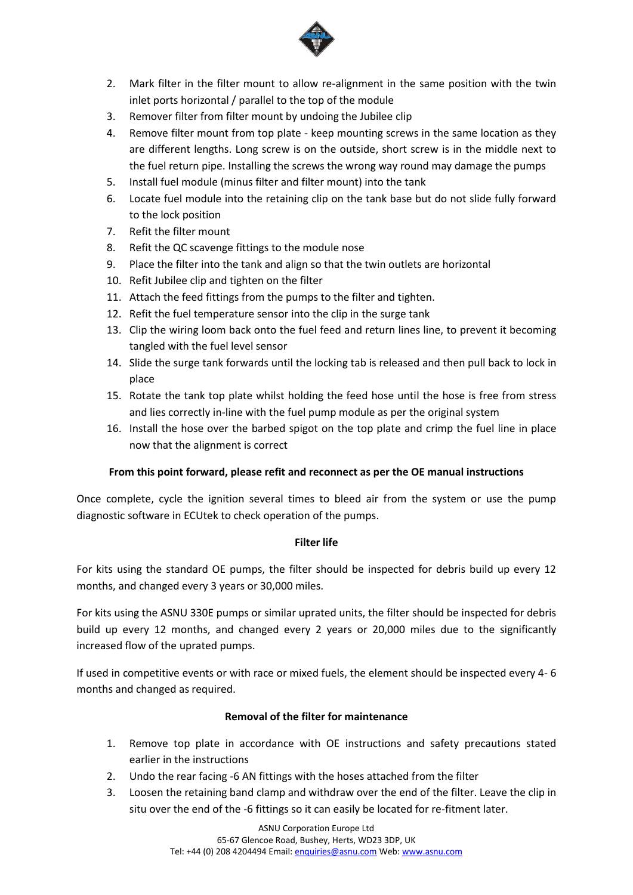2. Mark filter in the filter mount to allow re-alignment in the same position with the twin inlet ports horizontal / parallel to the top of the module
3. Remover filter from filter mount by undoing the Jubilee clip
4. Remove filter mount from top plate - keep mounting screws in the same location as they are different lengths. Long screw is on the outside, short screw is in the middle next to the fuel return pipe. Installing the screws the wrong way round may damage the pumps
5. Install fuel module (minus filter and filter mount) into the tank
6. Locate fuel module into the retaining clip on the tank base but do not slide fully forward to the lock position
7. Refit the filter mount
8. Refit the QC scavenge fittings to the module nose
9. Place the filter into the tank and align so that the twin outlets are horizontal
10. Refit Jubilee clip and tighten on the filter
11. Attach the feed fittings from the pumps to the filter and tighten.
12. Refit the fuel temperature sensor into the clip in the surge tank
13. Clip the wiring loom back onto the fuel feed and return lines line, to prevent it becoming tangled with the fuel level sensor
14. Slide the surge tank forwards until the locking tab is released and then pull back to lock in place
15. Rotate the tank top plate whilst holding the feed hose until the hose is free from stress and lies correctly in-line with the fuel pump module as per the original system
16. Install the hose over the barbed spigot on the top plate and crimp the fuel line in place now that the alignment is correct

**From this point forward, please refit and reconnect as per the OE manual instructions**

Once complete, cycle the ignition several times to bleed air from the system or use the pump diagnostic software in ECUtek to check operation of the pumps.

**Filter life**

For kits using the standard OE pumps, the filter should be inspected for debris build up every 12 months, and changed every 3 years or 30,000 miles.

For kits using the ASNU 330E pumps or similar uprated units, the filter should be inspected for debris build up every 12 months, and changed every 2 years or 20,000 miles due to the significantly increased flow of the uprated pumps.

If used in competitive events or with race or mixed fuels, the element should be inspected every 4- 6 months and changed as required.

**Removal of the filter for maintenance**

1. Remove top plate in accordance with OE instructions and safety precautions stated earlier in the instructions
2. Undo the rear facing -6 AN fittings with the hoses attached from the filter
3. Loosen the retaining band clamp and withdraw over the end of the filter. Leave the clip in situ over the end of the -6 fittings so it can easily be located for re-fitment later.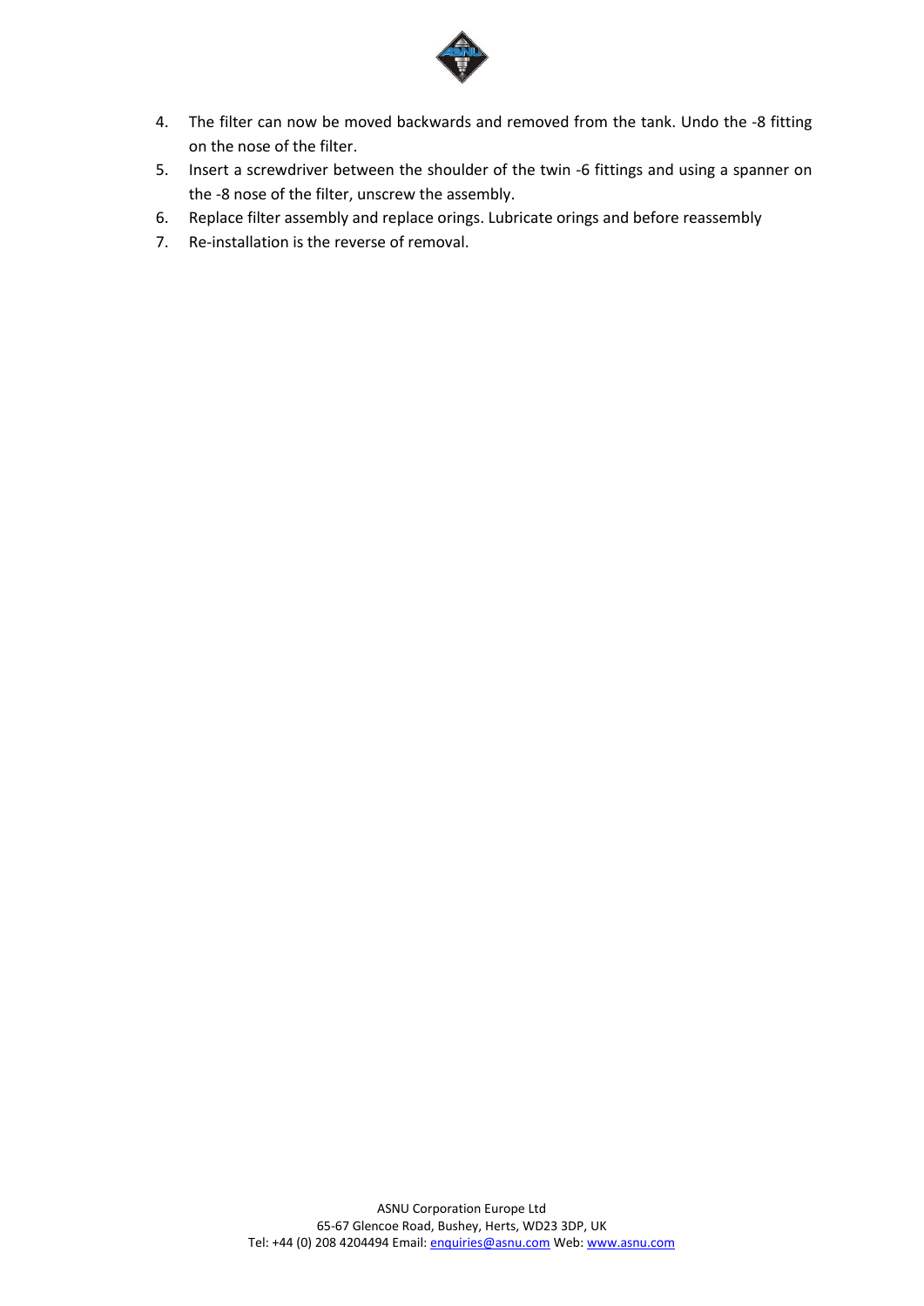4. The filter can now be moved backwards and removed from the tank. Undo the -8 fitting on the nose of the filter.
5. Insert a screwdriver between the shoulder of the twin -6 fittings and using a spanner on the -8 nose of the filter, unscrew the assembly.
6. Replace filter assembly and replace orings. Lubricate orings and before reassembly
7. Re-installation is the reverse of removal.